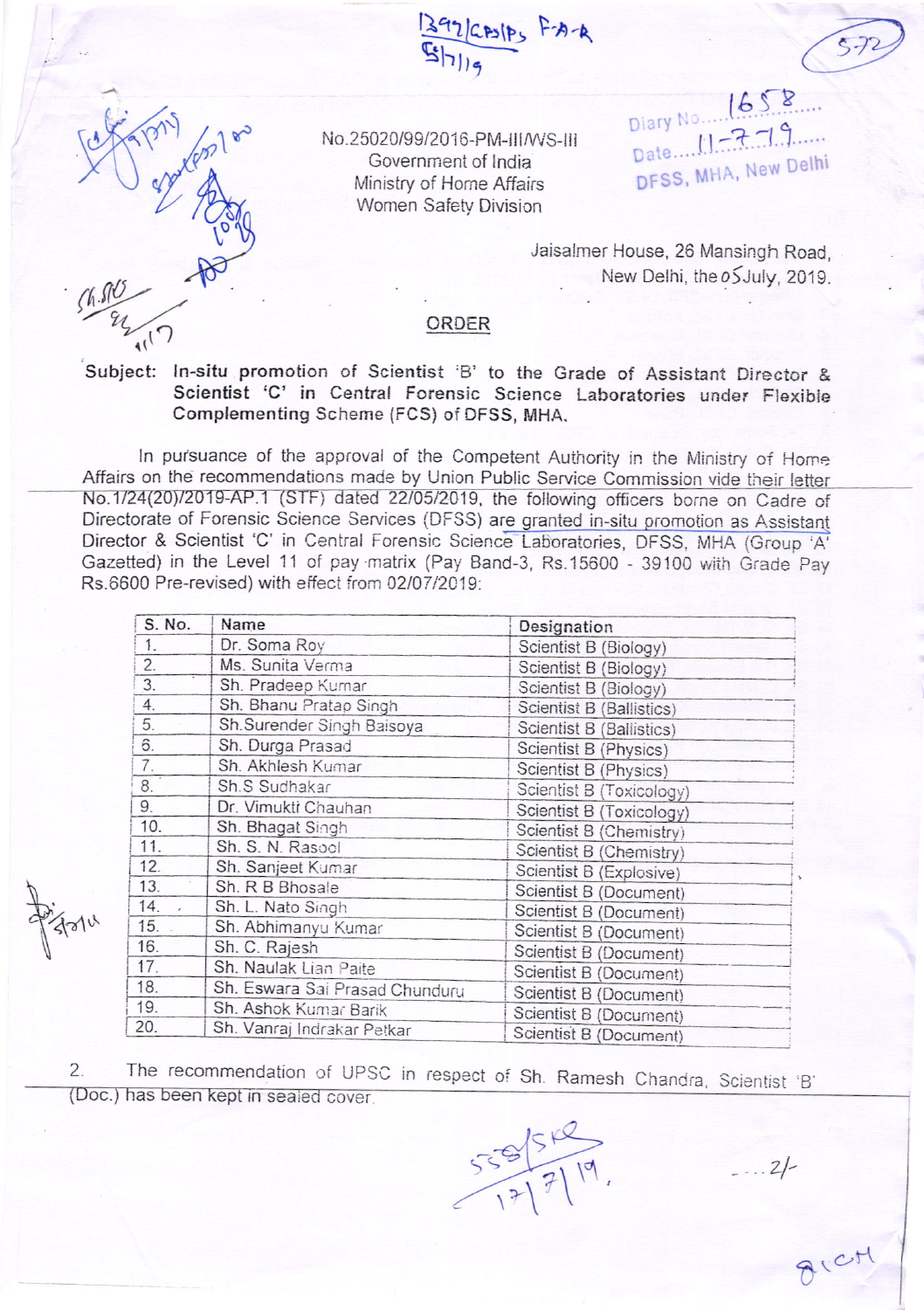No.25020/99/2016-PM-III/WS-III
Government of India
Ministry of Home Affairs
Women Safety Division

Diary No. 1658
Date 11-7-19
DFSS, MHA, New Delhi

Jaisalmer House, 26 Mansingh Road,
New Delhi, the 05 July, 2019.

## ORDER

**Subject: In-situ promotion of Scientist 'B' to the Grade of Assistant Director & Scientist 'C' in Central Forensic Science Laboratories under Flexible Complementing Scheme (FCS) of DFSS, MHA.**

In pursuance of the approval of the Competent Authority in the Ministry of Home Affairs on the recommendations made by Union Public Service Commission vide their letter No.1/24(20)/2019-AP.1 (STF) dated 22/05/2019, the following officers borne on Cadre of Directorate of Forensic Science Services (DFSS) are granted in-situ promotion as Assistant Director & Scientist 'C' in Central Forensic Science Laboratories, DFSS, MHA (Group 'A' Gazetted) in the Level 11 of pay matrix (Pay Band-3, Rs.15600 - 39100 with Grade Pay Rs.6600 Pre-revised) with effect from 02/07/2019:

| S. No. | Name | Designation |
|---|---|---|
| 1. | Dr. Soma Roy | Scientist B (Biology) |
| 2. | Ms. Sunita Verma | Scientist B (Biology) |
| 3. | Sh. Pradeep Kumar | Scientist B (Biology) |
| 4. | Sh. Bhanu Pratap Singh | Scientist B (Ballistics) |
| 5. | Sh.Surender Singh Baisoya | Scientist B (Ballistics) |
| 6. | Sh. Durga Prasad | Scientist B (Physics) |
| 7. | Sh. Akhlesh Kumar | Scientist B (Physics) |
| 8. | Sh.S Sudhakar | Scientist B (Toxicology) |
| 9. | Dr. Vimukti Chauhan | Scientist B (Toxicology) |
| 10. | Sh. Bhagat Singh | Scientist B (Chemistry) |
| 11. | Sh. S. N. Rasool | Scientist B (Chemistry) |
| 12. | Sh. Sanjeet Kumar | Scientist B (Explosive) |
| 13. | Sh. R B Bhosale | Scientist B (Document) |
| 14. | Sh. L. Nato Singh | Scientist B (Document) |
| 15. | Sh. Abhimanyu Kumar | Scientist B (Document) |
| 16. | Sh. C. Rajesh | Scientist B (Document) |
| 17. | Sh. Naulak Lian Paite | Scientist B (Document) |
| 18. | Sh. Eswara Sai Prasad Chunduru | Scientist B (Document) |
| 19. | Sh. Ashok Kumar Barik | Scientist B (Document) |
| 20. | Sh. Vanraj Indrakar Petkar | Scientist B (Document) |

2. The recommendation of UPSC in respect of Sh. Ramesh Chandra, Scientist 'B' (Doc.) has been kept in sealed cover.

....2/-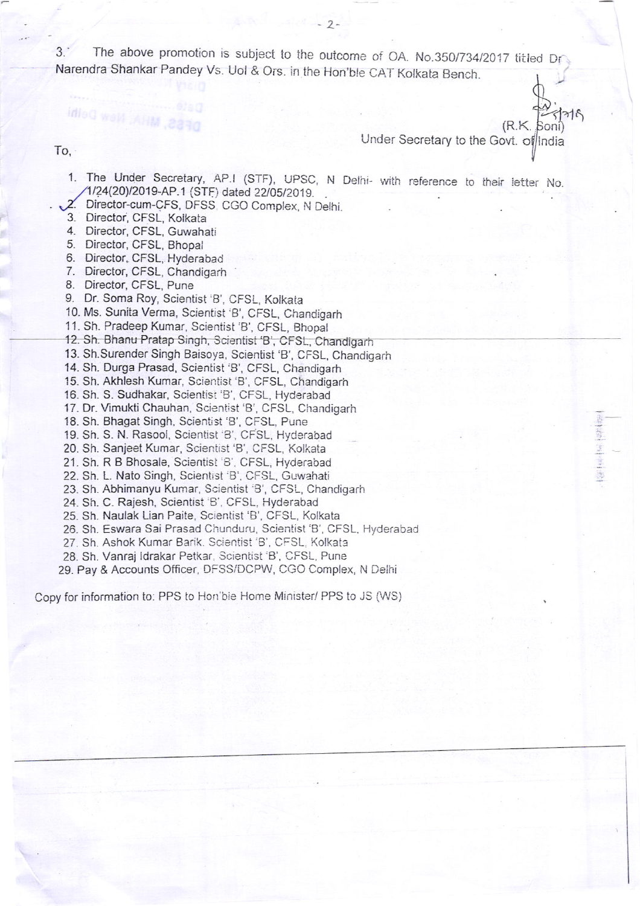3. The above promotion is subject to the outcome of OA. No.350/734/2017 titled Dr Narendra Shankar Pandey Vs. UoI & Ors. in the Hon'ble CAT Kolkata Bench.

(R.K. Soni)
Under Secretary to the Govt. of India

To,

1. The Under Secretary, AP.I (STF), UPSC, N Delhi- with reference to their letter No. 1/24(20)/2019-AP.1 (STF) dated 22/05/2019.
2. Director-cum-CFS, DFSS, CGO Complex, N Delhi.
3. Director, CFSL, Kolkata
4. Director, CFSL, Guwahati
5. Director, CFSL, Bhopal
6. Director, CFSL, Hyderabad
7. Director, CFSL, Chandigarh
8. Director, CFSL, Pune
9. Dr. Soma Roy, Scientist 'B', CFSL, Kolkata
10. Ms. Sunita Verma, Scientist 'B', CFSL, Chandigarh
11. Sh. Pradeep Kumar, Scientist 'B', CFSL, Bhopal
12. Sh. Bhanu Pratap Singh, Scientist 'B', CFSL, Chandigarh
13. Sh.Surender Singh Baisoya, Scientist 'B', CFSL, Chandigarh
14. Sh. Durga Prasad, Scientist 'B', CFSL, Chandigarh
15. Sh. Akhlesh Kumar, Scientist 'B', CFSL, Chandigarh
16. Sh. S. Sudhakar, Scientist 'B', CFSL, Hyderabad
17. Dr. Vimukti Chauhan, Scientist 'B', CFSL, Chandigarh
18. Sh. Bhagat Singh, Scientist 'B', CFSL, Pune
19. Sh. S. N. Rasool, Scientist 'B', CFSL, Hyderabad
20. Sh. Sanjeet Kumar, Scientist 'B', CFSL, Kolkata
21. Sh. R B Bhosale, Scientist 'B', CFSL, Hyderabad
22. Sh. L. Nato Singh, Scientist 'B', CFSL, Guwahati
23. Sh. Abhimanyu Kumar, Scientist 'B', CFSL, Chandigarh
24. Sh. C. Rajesh, Scientist 'B', CFSL, Hyderabad
25. Sh. Naulak Lian Paite, Scientist 'B', CFSL, Kolkata
26. Sh. Eswara Sai Prasad Chunduru, Scientist 'B', CFSL, Hyderabad
27. Sh. Ashok Kumar Barik, Scientist 'B', CFSL, Kolkata
28. Sh. Vanraj Idrakar Petkar, Scientist 'B', CFSL, Pune
29. Pay & Accounts Officer, DFSS/DCPW, CGO Complex, N Delhi

Copy for information to: PPS to Hon'ble Home Minister/ PPS to JS (WS)